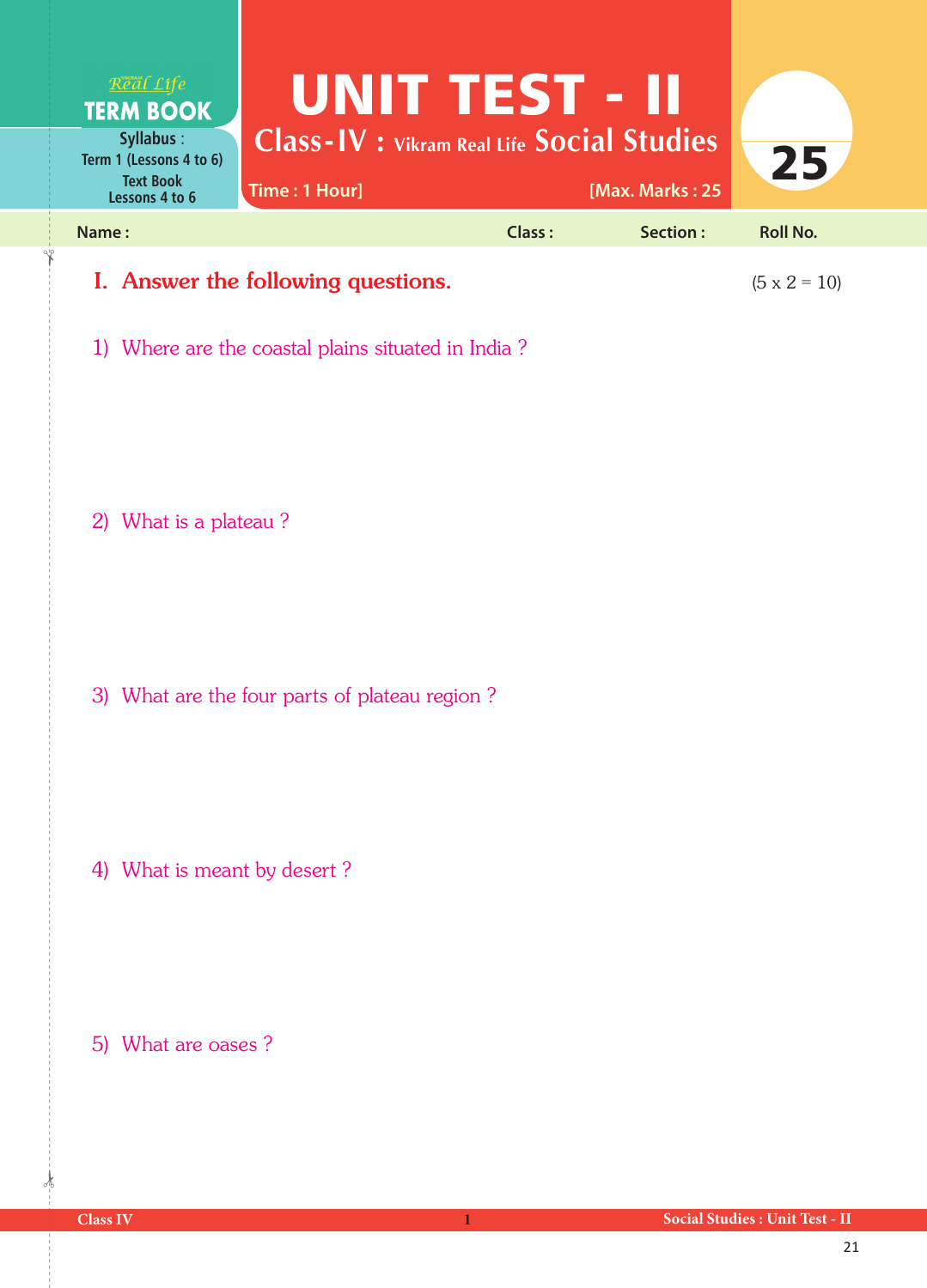Real Life
**TERM BOOK**

**Syllabus** :
Term 1 (Lessons 4 to 6)
Text Book
Lessons 4 to 6

# UNIT TEST - II

## Class-IV : Vikram Real Life Social Studies

Time : 1 Hour] [Max. Marks : 25

25

**Name :** **Class :** **Section :** **Roll No.**

## I. Answer the following questions. (5 x 2 = 10)

1) Where are the coastal plains situated in India ?

2) What is a plateau ?

3) What are the four parts of plateau region ?

4) What is meant by desert ?

5) What are oases ?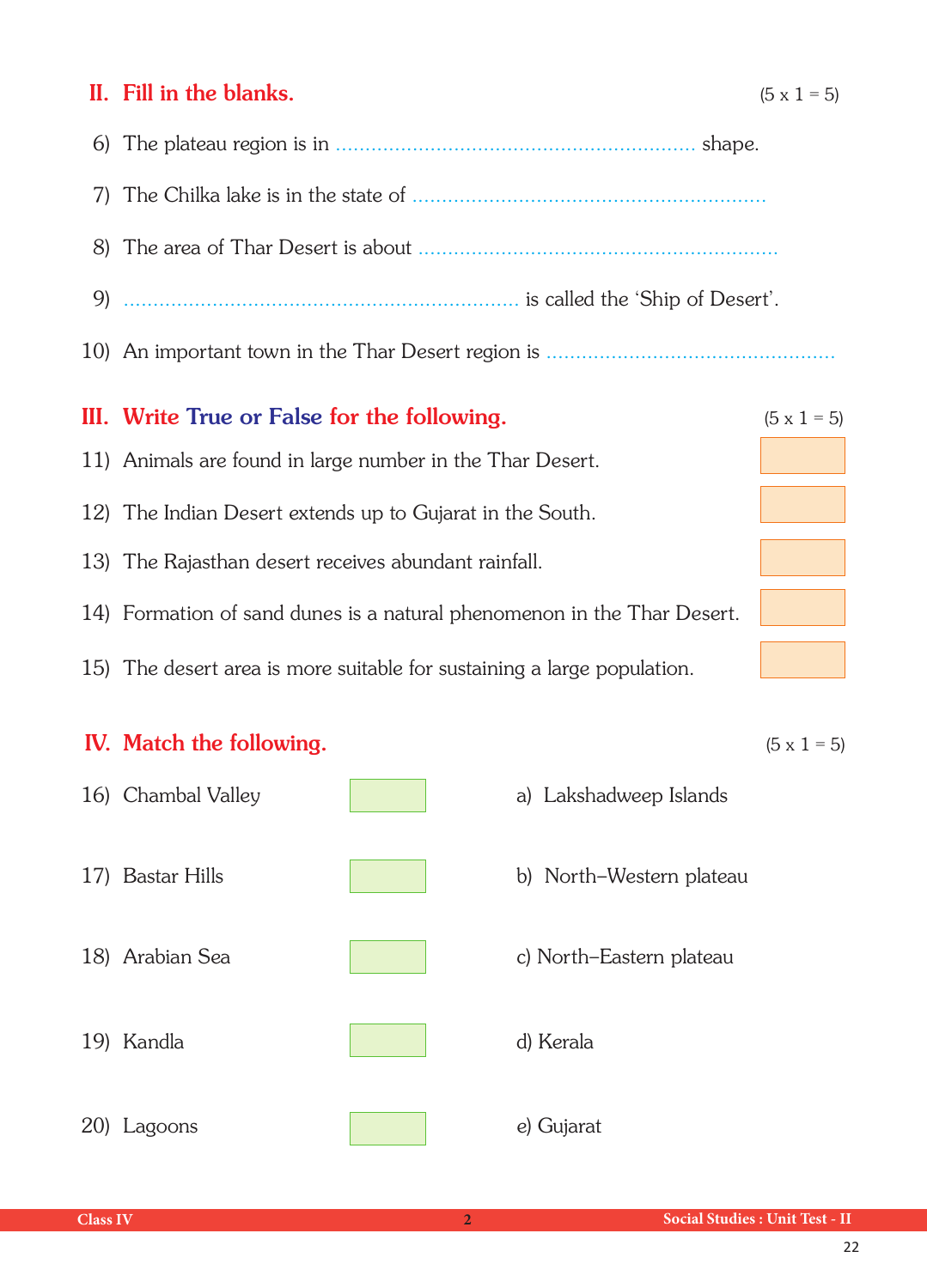## II. Fill in the blanks. (5 x 1 = 5)

6) The plateau region is in .......................................................... shape.

7) The Chilka lake is in the state of ..........................................................

8) The area of Thar Desert is about ..........................................................

9) .......................................................... is called the 'Ship of Desert'.

10) An important town in the Thar Desert region is ..........................................

## III. Write True or False for the following. (5 x 1 = 5)

11) Animals are found in large number in the Thar Desert.

12) The Indian Desert extends up to Gujarat in the South.

13) The Rajasthan desert receives abundant rainfall.

14) Formation of sand dunes is a natural phenomenon in the Thar Desert.

15) The desert area is more suitable for sustaining a large population.

## IV. Match the following. (5 x 1 = 5)

| | | |
|---|---|---|
| 16) Chambal Valley | | a) Lakshadweep Islands |
| 17) Bastar Hills | | b) North–Western plateau |
| 18) Arabian Sea | | c) North–Eastern plateau |
| 19) Kandla | | d) Kerala |
| 20) Lagoons | | e) Gujarat |